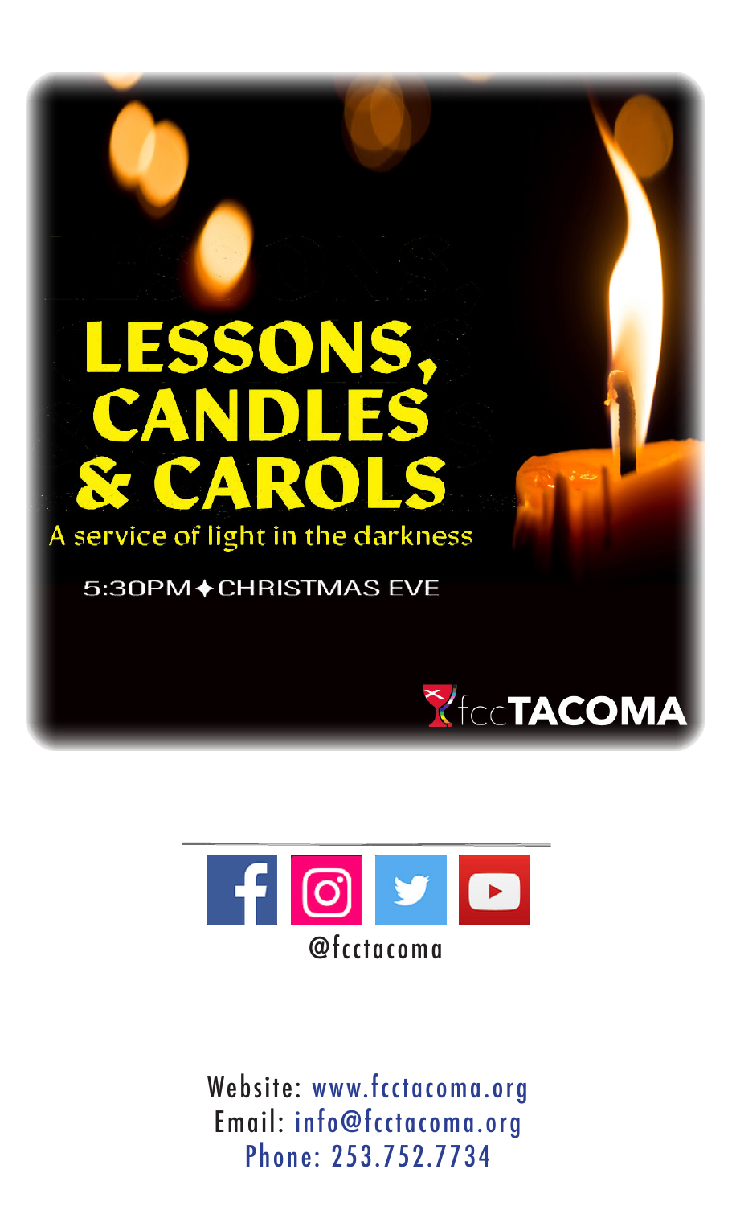# LESSONS, CANDLES & CAROLS

A service of light in the darkness

5:30PM ✦ CHRISTMAS EVE

fccTACOMA

@fcctacoma

Website: www.fcctacoma.org
Email: info@fcctacoma.org
Phone: 253.752.7734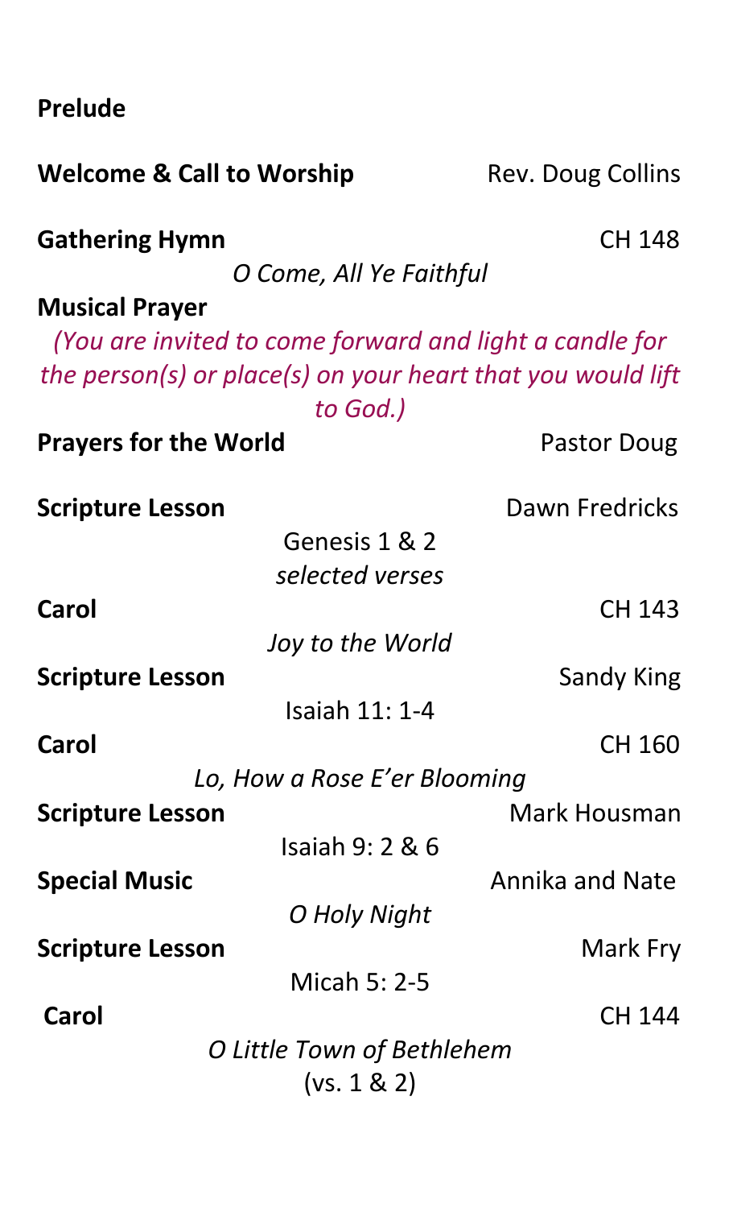**Prelude**

**Welcome & Call to Worship** Rev. Doug Collins

**Gathering Hymn** CH 148

*O Come, All Ye Faithful*

**Musical Prayer**

*(You are invited to come forward and light a candle for the person(s) or place(s) on your heart that you would lift to God.)*

**Prayers for the World** Pastor Doug

**Scripture Lesson** Dawn Fredricks

Genesis 1 & 2

*selected verses*

**Carol** CH 143

*Joy to the World*

**Scripture Lesson** Sandy King

Isaiah 11: 1-4

**Carol** CH 160

*Lo, How a Rose E'er Blooming*

**Scripture Lesson** Mark Housman

Isaiah 9: 2 & 6

**Special Music** Annika and Nate

*O Holy Night*

**Scripture Lesson** Mark Fry

Micah 5: 2-5

**Carol** CH 144

*O Little Town of Bethlehem*

(vs. 1 & 2)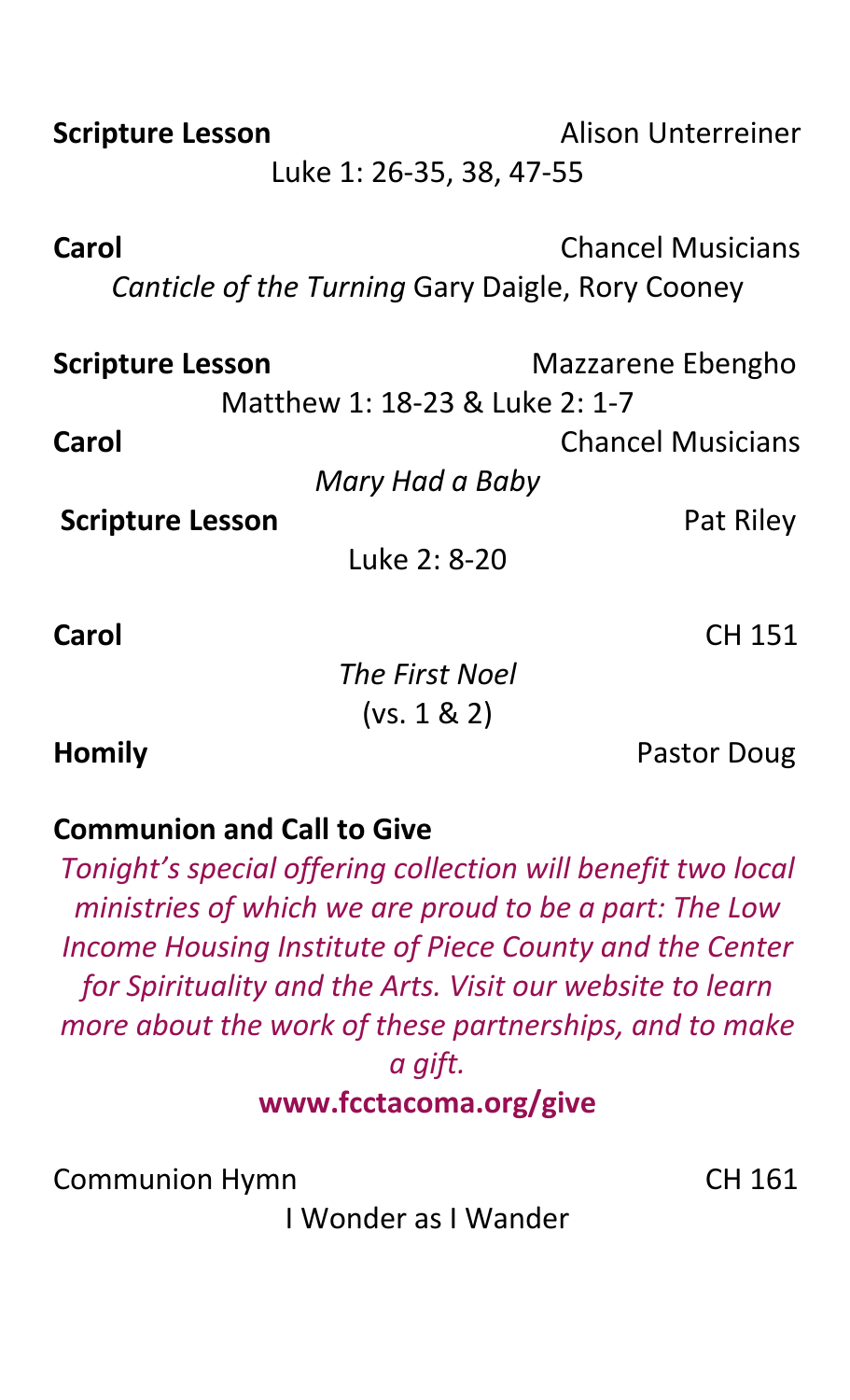**Scripture Lesson** Alison Unterreiner

Luke 1: 26-35, 38, 47-55

**Carol** Chancel Musicians

*Canticle of the Turning* Gary Daigle, Rory Cooney

**Scripture Lesson** Mazzarene Ebengho

Matthew 1: 18-23 & Luke 2: 1-7

**Carol** Chancel Musicians

*Mary Had a Baby*

**Scripture Lesson** Pat Riley

Luke 2: 8-20

**Carol** CH 151

*The First Noel*

(vs. 1 & 2)

**Homily** Pastor Doug

**Communion and Call to Give**

*Tonight's special offering collection will benefit two local ministries of which we are proud to be a part: The Low Income Housing Institute of Piece County and the Center for Spirituality and the Arts. Visit our website to learn more about the work of these partnerships, and to make a gift.*

**www.fcctacoma.org/give**

Communion Hymn CH 161

I Wonder as I Wander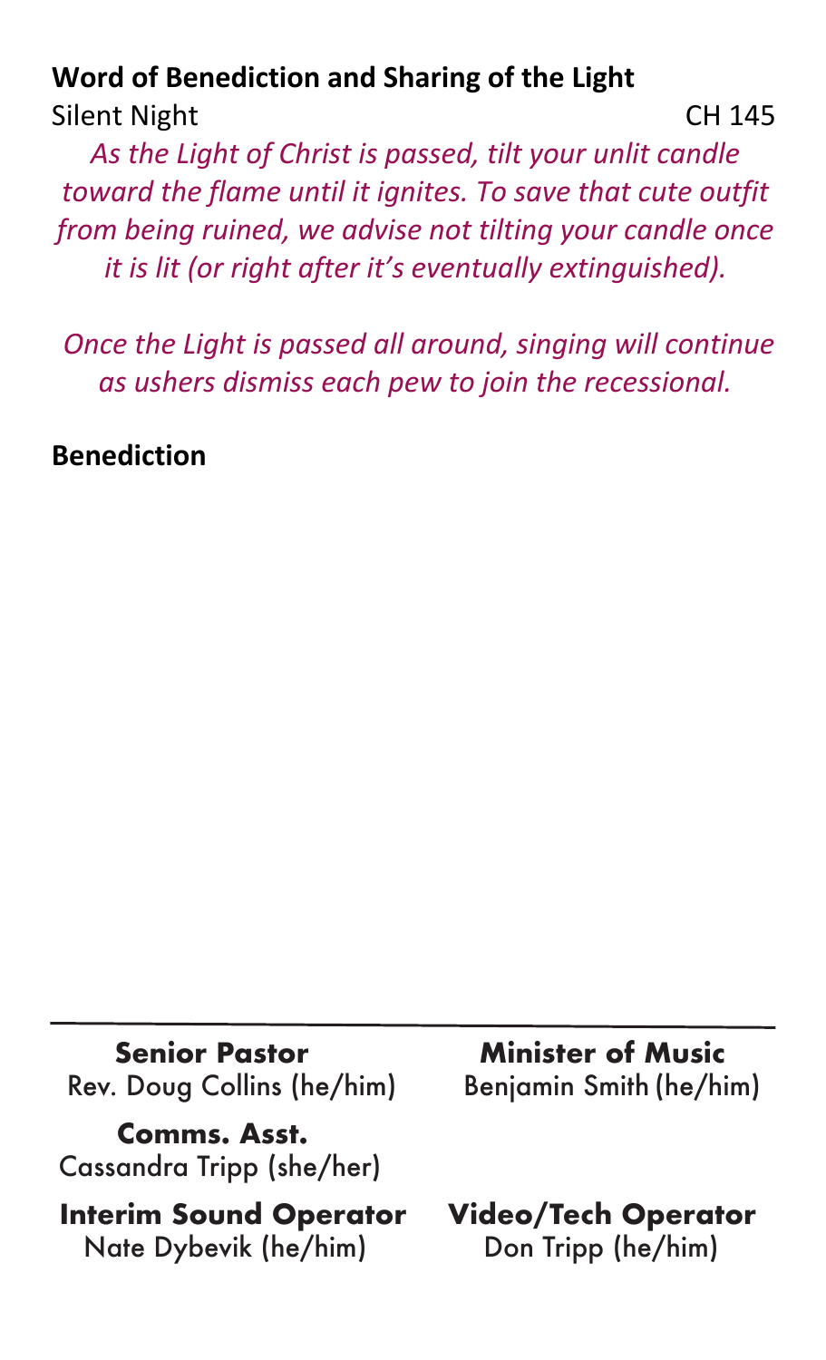**Word of Benediction and Sharing of the Light**

Silent Night CH 145

*As the Light of Christ is passed, tilt your unlit candle toward the flame until it ignites. To save that cute outfit from being ruined, we advise not tilting your candle once it is lit (or right after it's eventually extinguished).*

*Once the Light is passed all around, singing will continue as ushers dismiss each pew to join the recessional.*

**Benediction**

---

**Senior Pastor**
Rev. Doug Collins (he/him)

**Minister of Music**
Benjamin Smith (he/him)

**Comms. Asst.**
Cassandra Tripp (she/her)

**Interim Sound Operator**
Nate Dybevik (he/him)

**Video/Tech Operator**
Don Tripp (he/him)